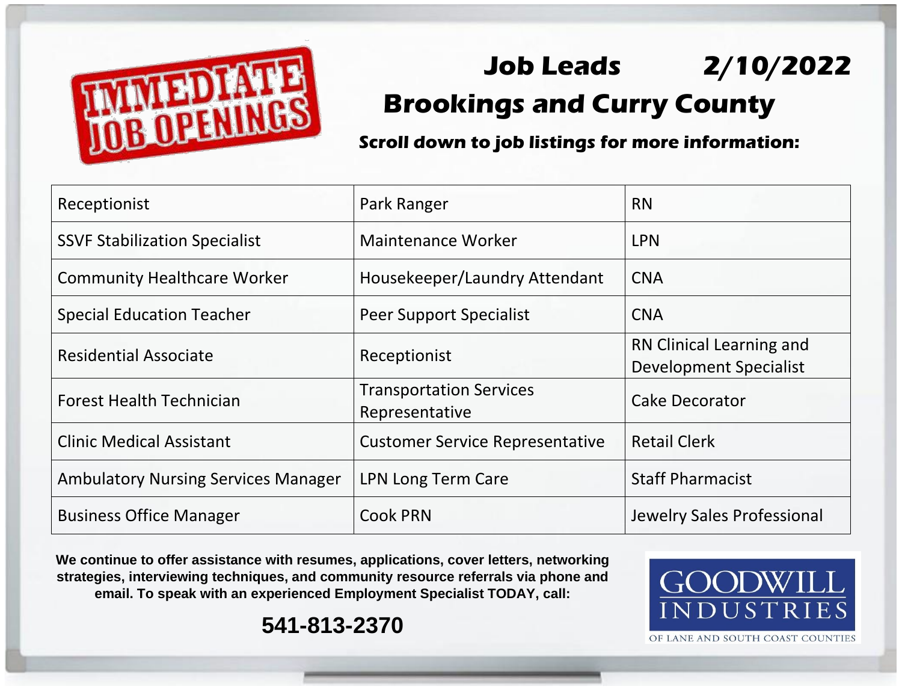IMMEDIATE JOB OPENINGS

# Job Leads 2/10/2022

# Brookings and Curry County

**Scroll down to job listings for more information:**

| | | |
|---|---|---|
| Receptionist | Park Ranger | RN |
| SSVF Stabilization Specialist | Maintenance Worker | LPN |
| Community Healthcare Worker | Housekeeper/Laundry Attendant | CNA |
| Special Education Teacher | Peer Support Specialist | CNA |
| Residential Associate | Receptionist | RN Clinical Learning and Development Specialist |
| Forest Health Technician | Transportation Services Representative | Cake Decorator |
| Clinic Medical Assistant | Customer Service Representative | Retail Clerk |
| Ambulatory Nursing Services Manager | LPN Long Term Care | Staff Pharmacist |
| Business Office Manager | Cook PRN | Jewelry Sales Professional |

**We continue to offer assistance with resumes, applications, cover letters, networking strategies, interviewing techniques, and community resource referrals via phone and email. To speak with an experienced Employment Specialist TODAY, call:**

**541-813-2370**

GOODWILL INDUSTRIES
OF LANE AND SOUTH COAST COUNTIES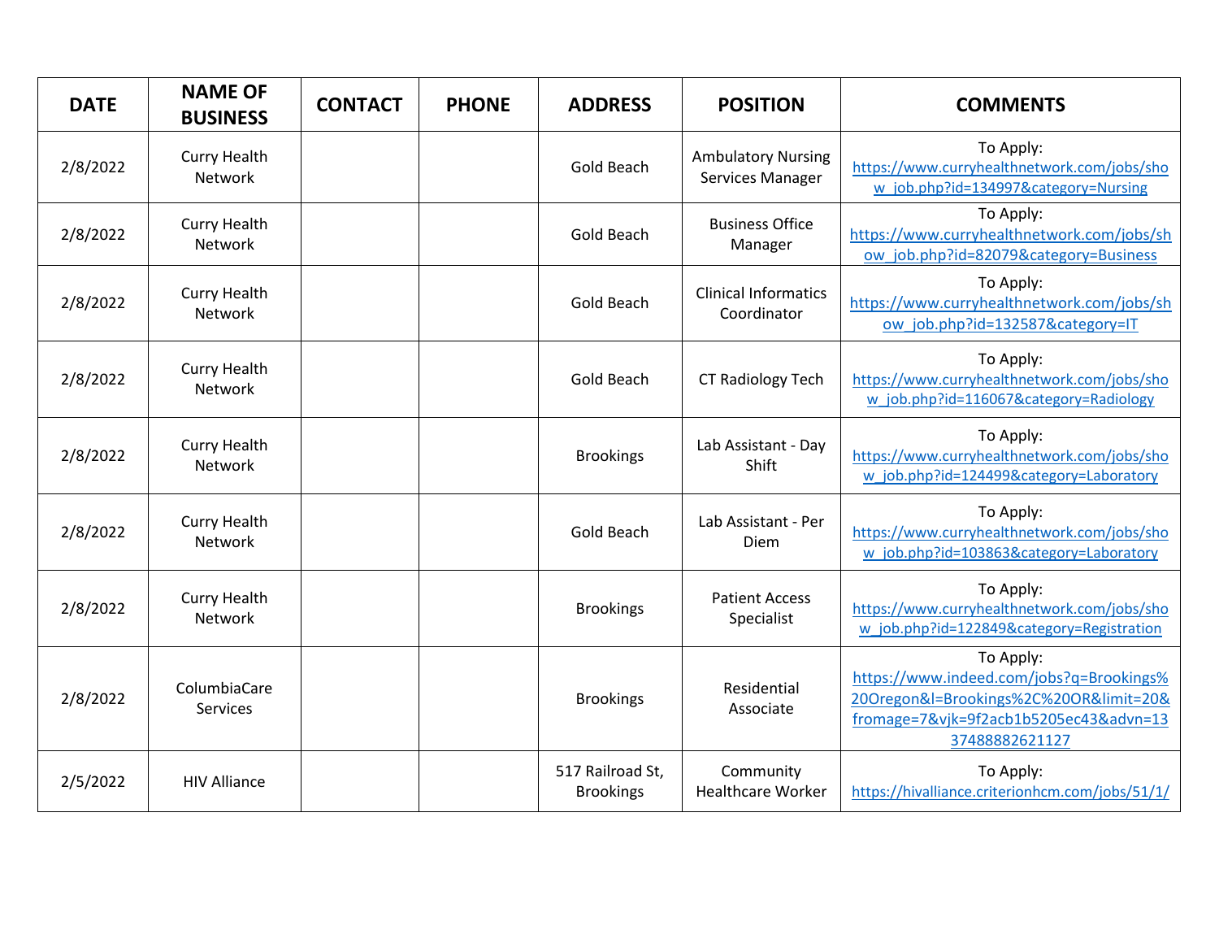| DATE | NAME OF BUSINESS | CONTACT | PHONE | ADDRESS | POSITION | COMMENTS |
|---|---|---|---|---|---|---|
| 2/8/2022 | Curry Health Network | | | Gold Beach | Ambulatory Nursing Services Manager | To Apply: https://www.curryhealthnetwork.com/jobs/show_job.php?id=134997&category=Nursing |
| 2/8/2022 | Curry Health Network | | | Gold Beach | Business Office Manager | To Apply: https://www.curryhealthnetwork.com/jobs/show_job.php?id=82079&category=Business |
| 2/8/2022 | Curry Health Network | | | Gold Beach | Clinical Informatics Coordinator | To Apply: https://www.curryhealthnetwork.com/jobs/show_job.php?id=132587&category=IT |
| 2/8/2022 | Curry Health Network | | | Gold Beach | CT Radiology Tech | To Apply: https://www.curryhealthnetwork.com/jobs/show_job.php?id=116067&category=Radiology |
| 2/8/2022 | Curry Health Network | | | Brookings | Lab Assistant - Day Shift | To Apply: https://www.curryhealthnetwork.com/jobs/show_job.php?id=124499&category=Laboratory |
| 2/8/2022 | Curry Health Network | | | Gold Beach | Lab Assistant - Per Diem | To Apply: https://www.curryhealthnetwork.com/jobs/show_job.php?id=103863&category=Laboratory |
| 2/8/2022 | Curry Health Network | | | Brookings | Patient Access Specialist | To Apply: https://www.curryhealthnetwork.com/jobs/show_job.php?id=122849&category=Registration |
| 2/8/2022 | ColumbiaCare Services | | | Brookings | Residential Associate | To Apply: https://www.indeed.com/jobs?q=Brookings%20Oregon&l=Brookings%2C%20OR&limit=20&fromage=7&vjk=9f2acb1b5205ec43&advn=1337488882621127 |
| 2/5/2022 | HIV Alliance | | | 517 Railroad St, Brookings | Community Healthcare Worker | To Apply: https://hivalliance.criterionhcm.com/jobs/51/1/ |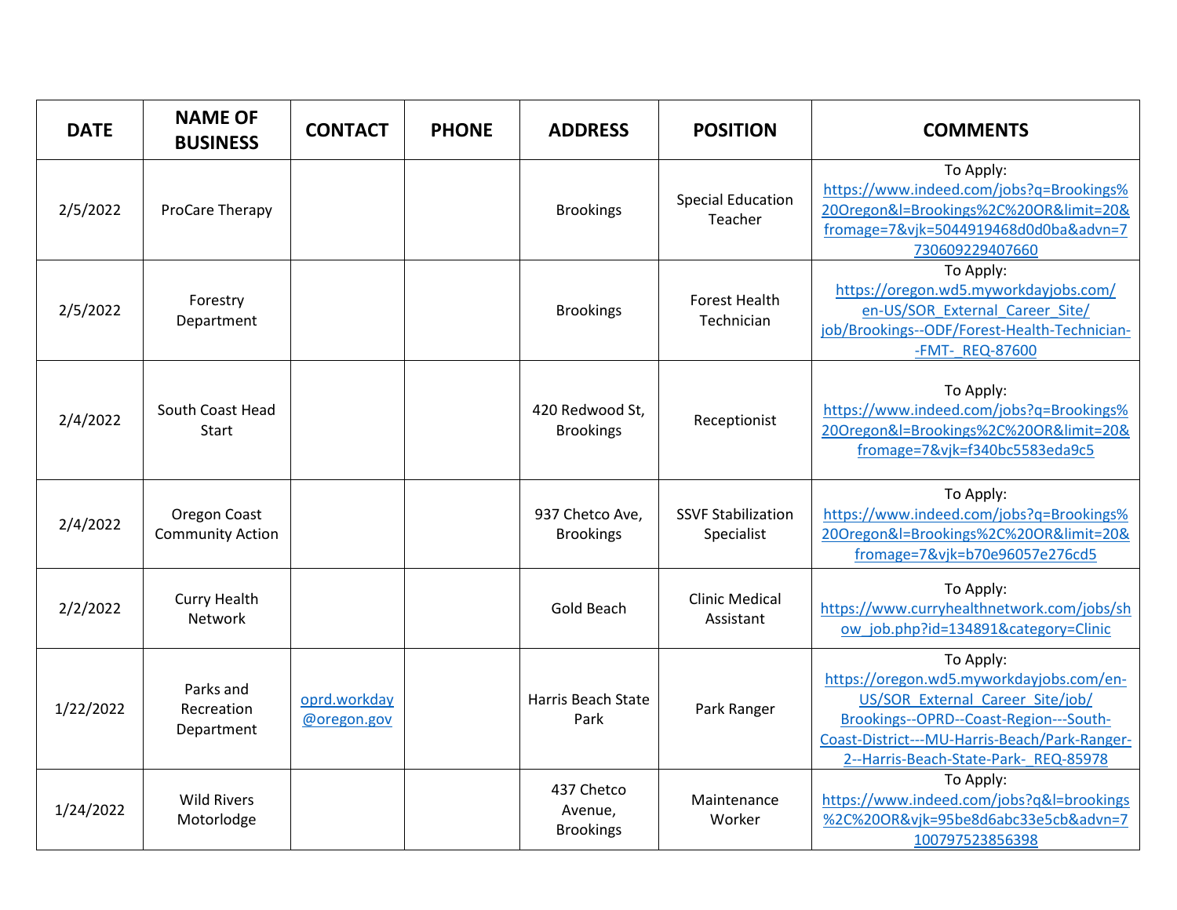| DATE | NAME OF BUSINESS | CONTACT | PHONE | ADDRESS | POSITION | COMMENTS |
|---|---|---|---|---|---|---|
| 2/5/2022 | ProCare Therapy | | | Brookings | Special Education Teacher | To Apply: https://www.indeed.com/jobs?q=Brookings%20Oregon&l=Brookings%2C%20OR&limit=20&fromage=7&vjk=5044919468d0d0ba&advn=7730609229407660 |
| 2/5/2022 | Forestry Department | | | Brookings | Forest Health Technician | To Apply: https://oregon.wd5.myworkdayjobs.com/en-US/SOR_External_Career_Site/job/Brookings--ODF/Forest-Health-Technician--FMT-_REQ-87600 |
| 2/4/2022 | South Coast Head Start | | | 420 Redwood St, Brookings | Receptionist | To Apply: https://www.indeed.com/jobs?q=Brookings%20Oregon&l=Brookings%2C%20OR&limit=20&fromage=7&vjk=f340bc5583eda9c5 |
| 2/4/2022 | Oregon Coast Community Action | | | 937 Chetco Ave, Brookings | SSVF Stabilization Specialist | To Apply: https://www.indeed.com/jobs?q=Brookings%20Oregon&l=Brookings%2C%20OR&limit=20&fromage=7&vjk=b70e96057e276cd5 |
| 2/2/2022 | Curry Health Network | | | Gold Beach | Clinic Medical Assistant | To Apply: https://www.curryhealthnetwork.com/jobs/show_job.php?id=134891&category=Clinic |
| 1/22/2022 | Parks and Recreation Department | oprd.workday@oregon.gov | | Harris Beach State Park | Park Ranger | To Apply: https://oregon.wd5.myworkdayjobs.com/en-US/SOR_External_Career_Site/job/Brookings--OPRD--Coast-Region---South-Coast-District---MU-Harris-Beach/Park-Ranger-2--Harris-Beach-State-Park-_REQ-85978 |
| 1/24/2022 | Wild Rivers Motorlodge | | | 437 Chetco Avenue, Brookings | Maintenance Worker | To Apply: https://www.indeed.com/jobs?q&l=brookings%2C%20OR&vjk=95be8d6abc33e5cb&advn=7100797523856398 |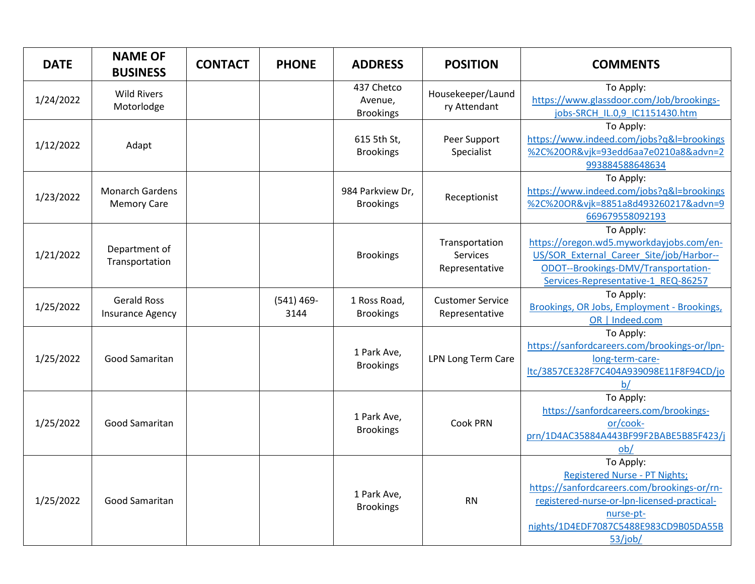| DATE | NAME OF BUSINESS | CONTACT | PHONE | ADDRESS | POSITION | COMMENTS |
|---|---|---|---|---|---|---|
| 1/24/2022 | Wild Rivers Motorlodge | | | 437 Chetco Avenue, Brookings | Housekeeper/Laundry Attendant | To Apply: https://www.glassdoor.com/Job/brookings-jobs-SRCH_IL.0,9_IC1151430.htm |
| 1/12/2022 | Adapt | | | 615 5th St, Brookings | Peer Support Specialist | To Apply: https://www.indeed.com/jobs?q&l=brookings%2C%20OR&vjk=93edd6aa7e0210a8&advn=2993884588648634 |
| 1/23/2022 | Monarch Gardens Memory Care | | | 984 Parkview Dr, Brookings | Receptionist | To Apply: https://www.indeed.com/jobs?q&l=brookings%2C%20OR&vjk=8851a8d493260217&advn=9669679558092193 |
| 1/21/2022 | Department of Transportation | | | Brookings | Transportation Services Representative | To Apply: https://oregon.wd5.myworkdayjobs.com/en-US/SOR_External_Career_Site/job/Harbor--ODOT--Brookings-DMV/Transportation-Services-Representative-1_REQ-86257 |
| 1/25/2022 | Gerald Ross Insurance Agency | | (541) 469-3144 | 1 Ross Road, Brookings | Customer Service Representative | To Apply: Brookings, OR Jobs, Employment - Brookings, OR \| Indeed.com |
| 1/25/2022 | Good Samaritan | | | 1 Park Ave, Brookings | LPN Long Term Care | To Apply: https://sanfordcareers.com/brookings-or/lpn-long-term-care-ltc/3857CE328F7C404A939098E11F8F94CD/job/ |
| 1/25/2022 | Good Samaritan | | | 1 Park Ave, Brookings | Cook PRN | To Apply: https://sanfordcareers.com/brookings-or/cook-prn/1D4AC35884A443BF99F2BABE5B85F423/job/ |
| 1/25/2022 | Good Samaritan | | | 1 Park Ave, Brookings | RN | To Apply: Registered Nurse - PT Nights; https://sanfordcareers.com/brookings-or/rn-registered-nurse-or-lpn-licensed-practical-nurse-pt-nights/1D4EDF7087C5488E983CD9B05DA55B53/job/ |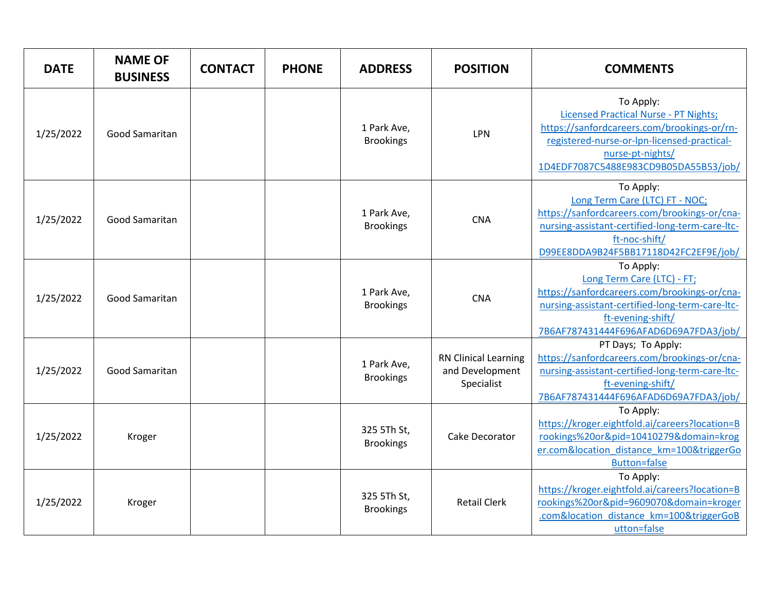| DATE | NAME OF BUSINESS | CONTACT | PHONE | ADDRESS | POSITION | COMMENTS |
| --- | --- | --- | --- | --- | --- | --- |
| 1/25/2022 | Good Samaritan | | | 1 Park Ave, Brookings | LPN | To Apply: Licensed Practical Nurse - PT Nights; https://sanfordcareers.com/brookings-or/rn-registered-nurse-or-lpn-licensed-practical-nurse-pt-nights/1D4EDF7087C5488E983CD9B05DA55B53/job/ |
| 1/25/2022 | Good Samaritan | | | 1 Park Ave, Brookings | CNA | To Apply: Long Term Care (LTC) FT - NOC; https://sanfordcareers.com/brookings-or/cna-nursing-assistant-certified-long-term-care-ltc-ft-noc-shift/D99EE8DDA9B24F5BB17118D42FC2EF9E/job/ |
| 1/25/2022 | Good Samaritan | | | 1 Park Ave, Brookings | CNA | To Apply: Long Term Care (LTC) - FT; https://sanfordcareers.com/brookings-or/cna-nursing-assistant-certified-long-term-care-ltc-ft-evening-shift/7B6AF787431444F696AFAD6D69A7FDA3/job/ |
| 1/25/2022 | Good Samaritan | | | 1 Park Ave, Brookings | RN Clinical Learning and Development Specialist | PT Days; To Apply: https://sanfordcareers.com/brookings-or/cna-nursing-assistant-certified-long-term-care-ltc-ft-evening-shift/7B6AF787431444F696AFAD6D69A7FDA3/job/ |
| 1/25/2022 | Kroger | | | 325 5Th St, Brookings | Cake Decorator | To Apply: https://kroger.eightfold.ai/careers?location=Brookings%20or&pid=10410279&domain=kroger.com&location_distance_km=100&triggerGoButton=false |
| 1/25/2022 | Kroger | | | 325 5Th St, Brookings | Retail Clerk | To Apply: https://kroger.eightfold.ai/careers?location=Brookings%20or&pid=9609070&domain=kroger.com&location_distance_km=100&triggerGoButton=false |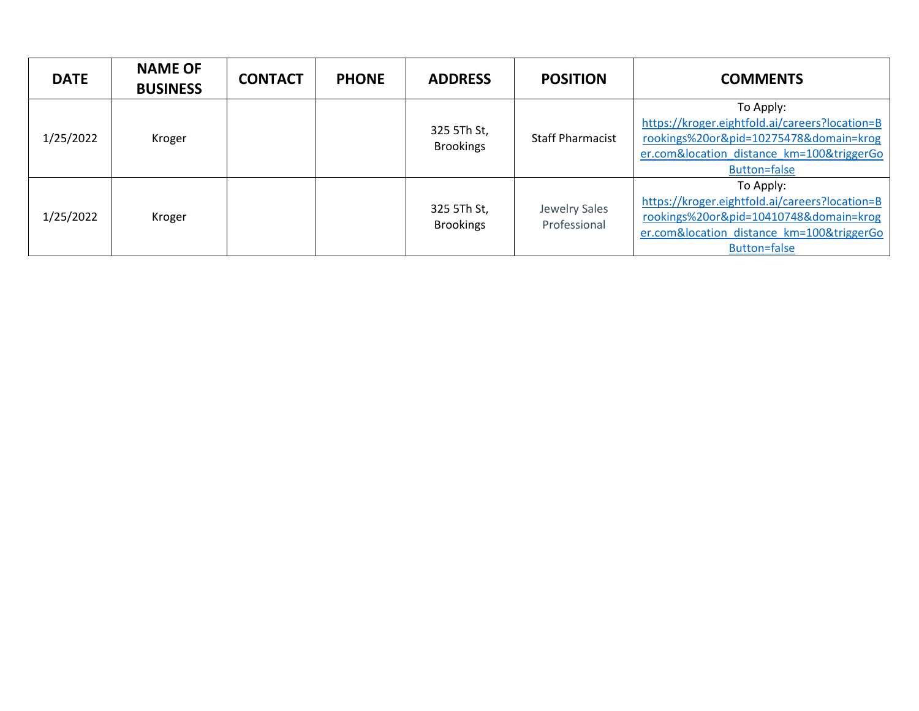| DATE | NAME OF BUSINESS | CONTACT | PHONE | ADDRESS | POSITION | COMMENTS |
|---|---|---|---|---|---|---|
| 1/25/2022 | Kroger | | | 325 5Th St, Brookings | Staff Pharmacist | To Apply: https://kroger.eightfold.ai/careers?location=Brookings%20or&pid=10275478&domain=kroger.com&location_distance_km=100&triggerGoButton=false |
| 1/25/2022 | Kroger | | | 325 5Th St, Brookings | Jewelry Sales Professional | To Apply: https://kroger.eightfold.ai/careers?location=Brookings%20or&pid=10410748&domain=kroger.com&location_distance_km=100&triggerGoButton=false |